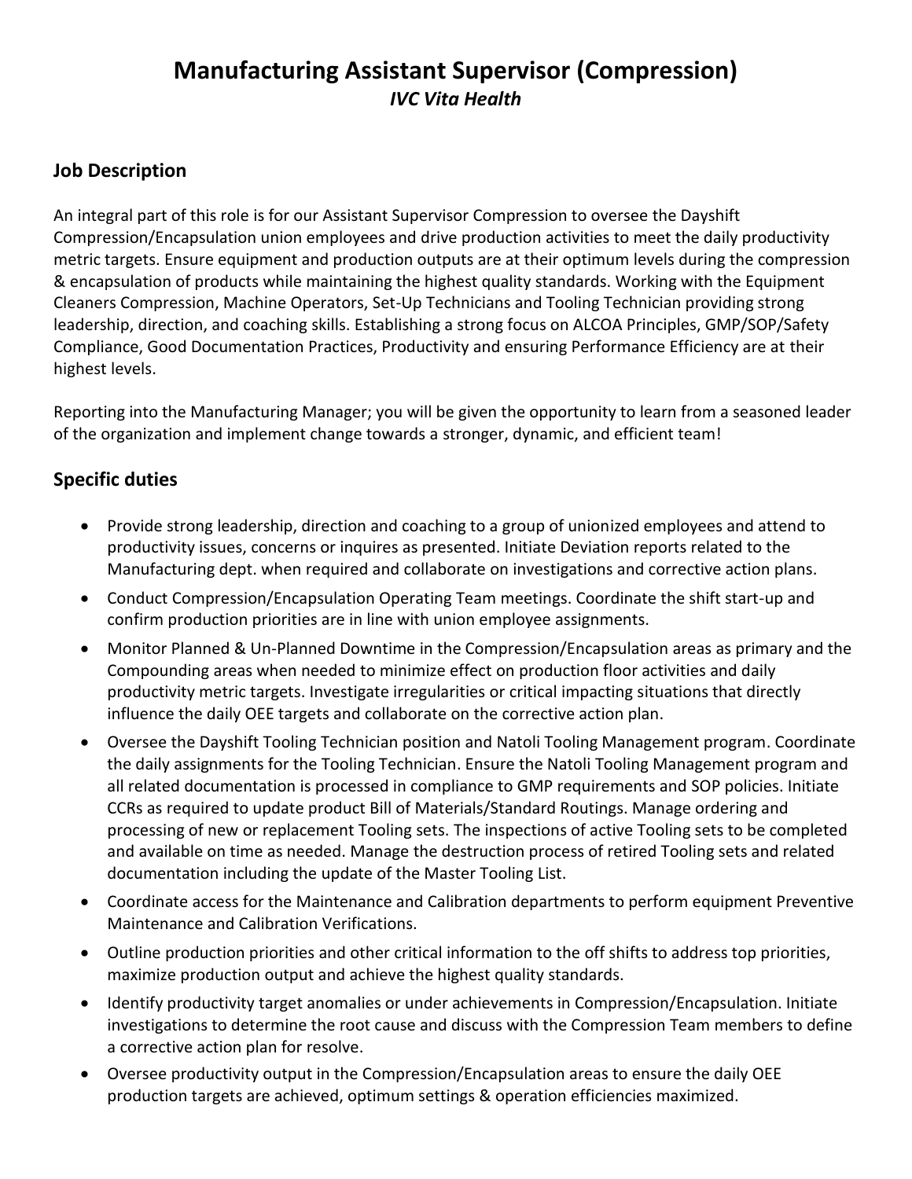# Manufacturing Assistant Supervisor (Compression)

***IVC Vita Health***

## Job Description

An integral part of this role is for our Assistant Supervisor Compression to oversee the Dayshift Compression/Encapsulation union employees and drive production activities to meet the daily productivity metric targets. Ensure equipment and production outputs are at their optimum levels during the compression & encapsulation of products while maintaining the highest quality standards. Working with the Equipment Cleaners Compression, Machine Operators, Set-Up Technicians and Tooling Technician providing strong leadership, direction, and coaching skills. Establishing a strong focus on ALCOA Principles, GMP/SOP/Safety Compliance, Good Documentation Practices, Productivity and ensuring Performance Efficiency are at their highest levels.

Reporting into the Manufacturing Manager; you will be given the opportunity to learn from a seasoned leader of the organization and implement change towards a stronger, dynamic, and efficient team!

## Specific duties

- Provide strong leadership, direction and coaching to a group of unionized employees and attend to productivity issues, concerns or inquires as presented. Initiate Deviation reports related to the Manufacturing dept. when required and collaborate on investigations and corrective action plans.
- Conduct Compression/Encapsulation Operating Team meetings. Coordinate the shift start-up and confirm production priorities are in line with union employee assignments.
- Monitor Planned & Un-Planned Downtime in the Compression/Encapsulation areas as primary and the Compounding areas when needed to minimize effect on production floor activities and daily productivity metric targets. Investigate irregularities or critical impacting situations that directly influence the daily OEE targets and collaborate on the corrective action plan.
- Oversee the Dayshift Tooling Technician position and Natoli Tooling Management program. Coordinate the daily assignments for the Tooling Technician. Ensure the Natoli Tooling Management program and all related documentation is processed in compliance to GMP requirements and SOP policies. Initiate CCRs as required to update product Bill of Materials/Standard Routings. Manage ordering and processing of new or replacement Tooling sets. The inspections of active Tooling sets to be completed and available on time as needed. Manage the destruction process of retired Tooling sets and related documentation including the update of the Master Tooling List.
- Coordinate access for the Maintenance and Calibration departments to perform equipment Preventive Maintenance and Calibration Verifications.
- Outline production priorities and other critical information to the off shifts to address top priorities, maximize production output and achieve the highest quality standards.
- Identify productivity target anomalies or under achievements in Compression/Encapsulation. Initiate investigations to determine the root cause and discuss with the Compression Team members to define a corrective action plan for resolve.
- Oversee productivity output in the Compression/Encapsulation areas to ensure the daily OEE production targets are achieved, optimum settings & operation efficiencies maximized.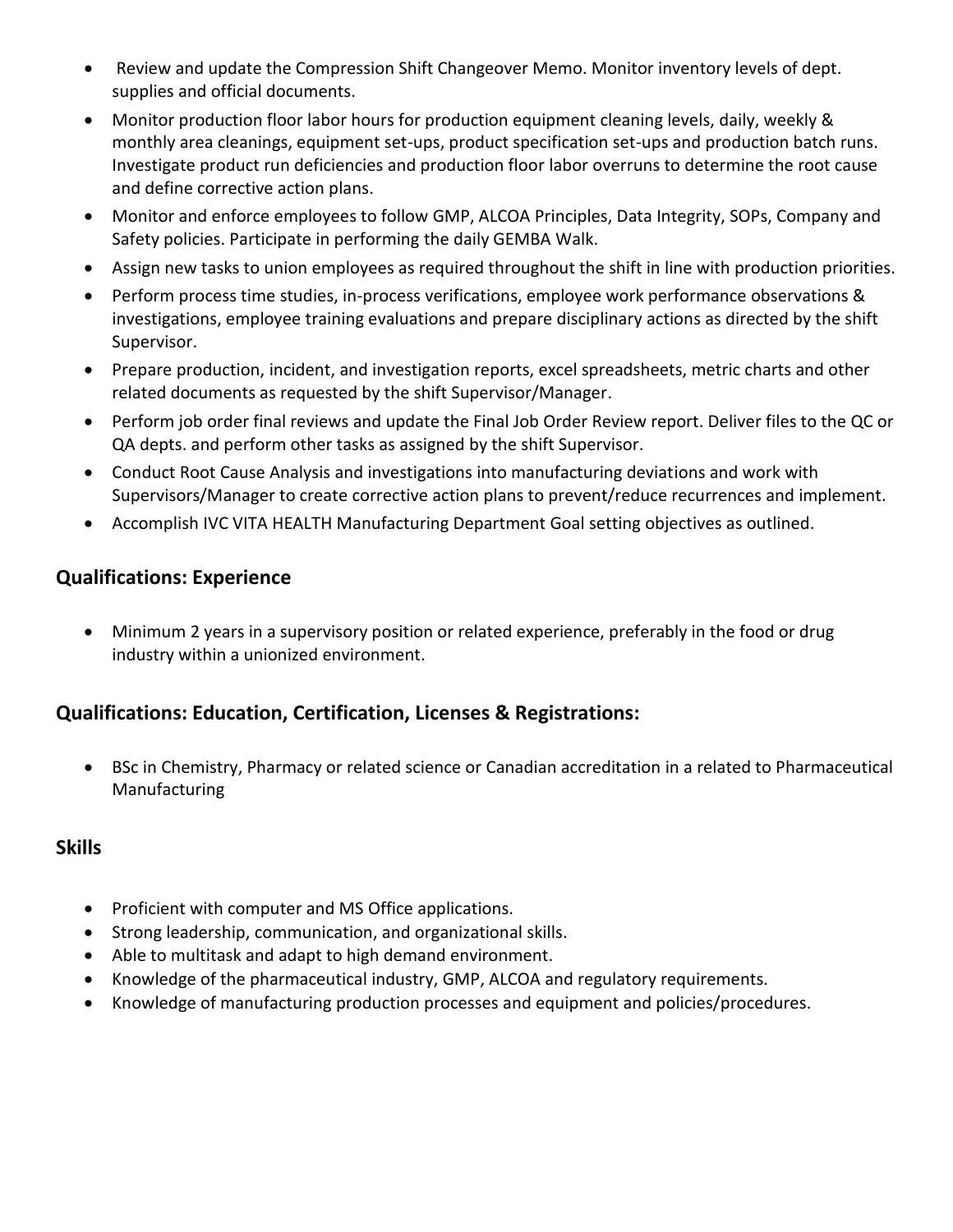- Review and update the Compression Shift Changeover Memo. Monitor inventory levels of dept. supplies and official documents.
- Monitor production floor labor hours for production equipment cleaning levels, daily, weekly & monthly area cleanings, equipment set-ups, product specification set-ups and production batch runs. Investigate product run deficiencies and production floor labor overruns to determine the root cause and define corrective action plans.
- Monitor and enforce employees to follow GMP, ALCOA Principles, Data Integrity, SOPs, Company and Safety policies. Participate in performing the daily GEMBA Walk.
- Assign new tasks to union employees as required throughout the shift in line with production priorities.
- Perform process time studies, in-process verifications, employee work performance observations & investigations, employee training evaluations and prepare disciplinary actions as directed by the shift Supervisor.
- Prepare production, incident, and investigation reports, excel spreadsheets, metric charts and other related documents as requested by the shift Supervisor/Manager.
- Perform job order final reviews and update the Final Job Order Review report. Deliver files to the QC or QA depts. and perform other tasks as assigned by the shift Supervisor.
- Conduct Root Cause Analysis and investigations into manufacturing deviations and work with Supervisors/Manager to create corrective action plans to prevent/reduce recurrences and implement.
- Accomplish IVC VITA HEALTH Manufacturing Department Goal setting objectives as outlined.

## Qualifications: Experience

- Minimum 2 years in a supervisory position or related experience, preferably in the food or drug industry within a unionized environment.

## Qualifications: Education, Certification, Licenses & Registrations:

- BSc in Chemistry, Pharmacy or related science or Canadian accreditation in a related to Pharmaceutical Manufacturing

## Skills

- Proficient with computer and MS Office applications.
- Strong leadership, communication, and organizational skills.
- Able to multitask and adapt to high demand environment.
- Knowledge of the pharmaceutical industry, GMP, ALCOA and regulatory requirements.
- Knowledge of manufacturing production processes and equipment and policies/procedures.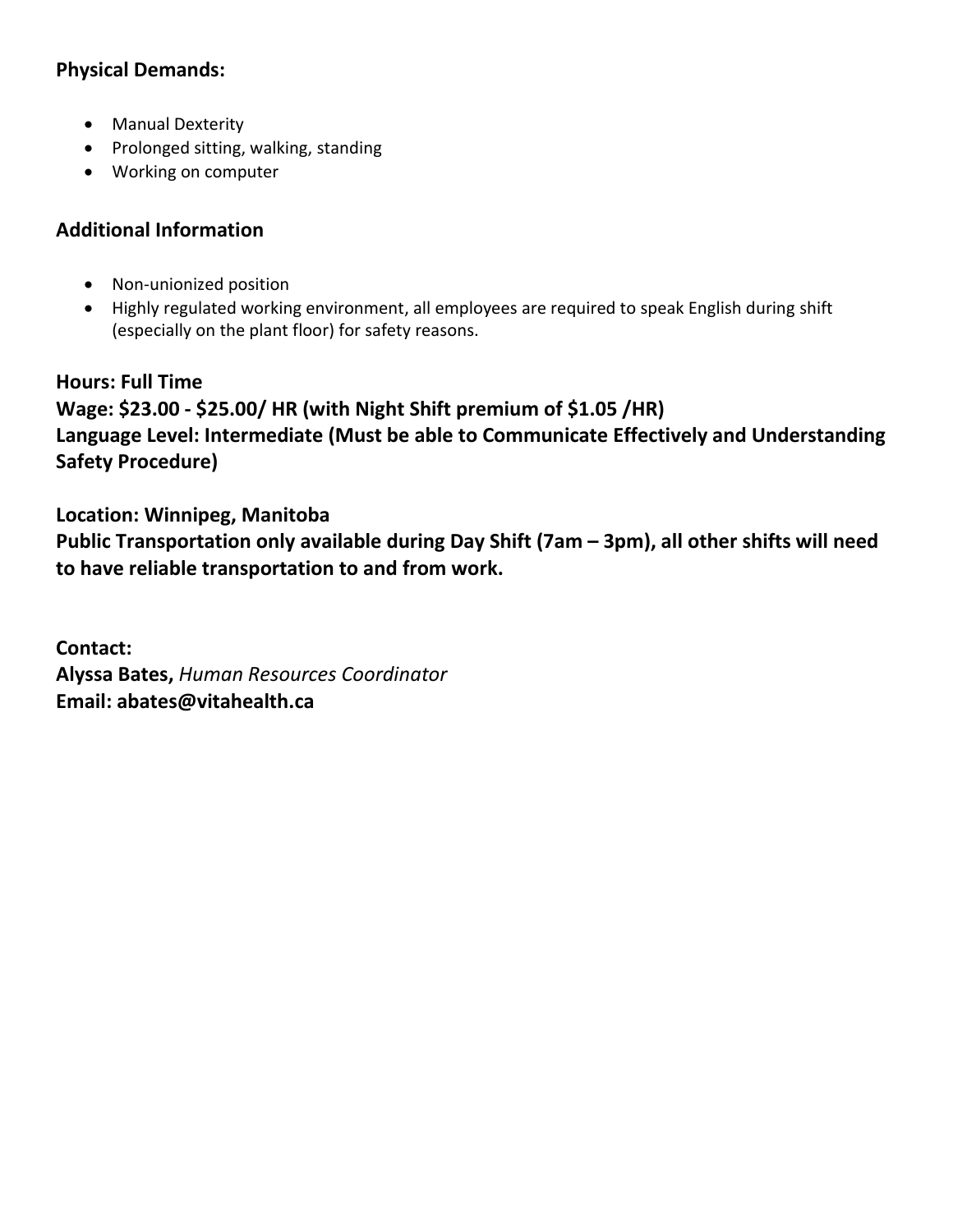### Physical Demands:

- Manual Dexterity
- Prolonged sitting, walking, standing
- Working on computer

### Additional Information

- Non-unionized position
- Highly regulated working environment, all employees are required to speak English during shift (especially on the plant floor) for safety reasons.

**Hours: Full Time**
**Wage: $23.00 - $25.00/ HR (with Night Shift premium of $1.05 /HR)**
**Language Level: Intermediate (Must be able to Communicate Effectively and Understanding Safety Procedure)**

**Location: Winnipeg, Manitoba**
**Public Transportation only available during Day Shift (7am – 3pm), all other shifts will need to have reliable transportation to and from work.**

**Contact:**
**Alyssa Bates,** *Human Resources Coordinator*
**Email: abates@vitahealth.ca**